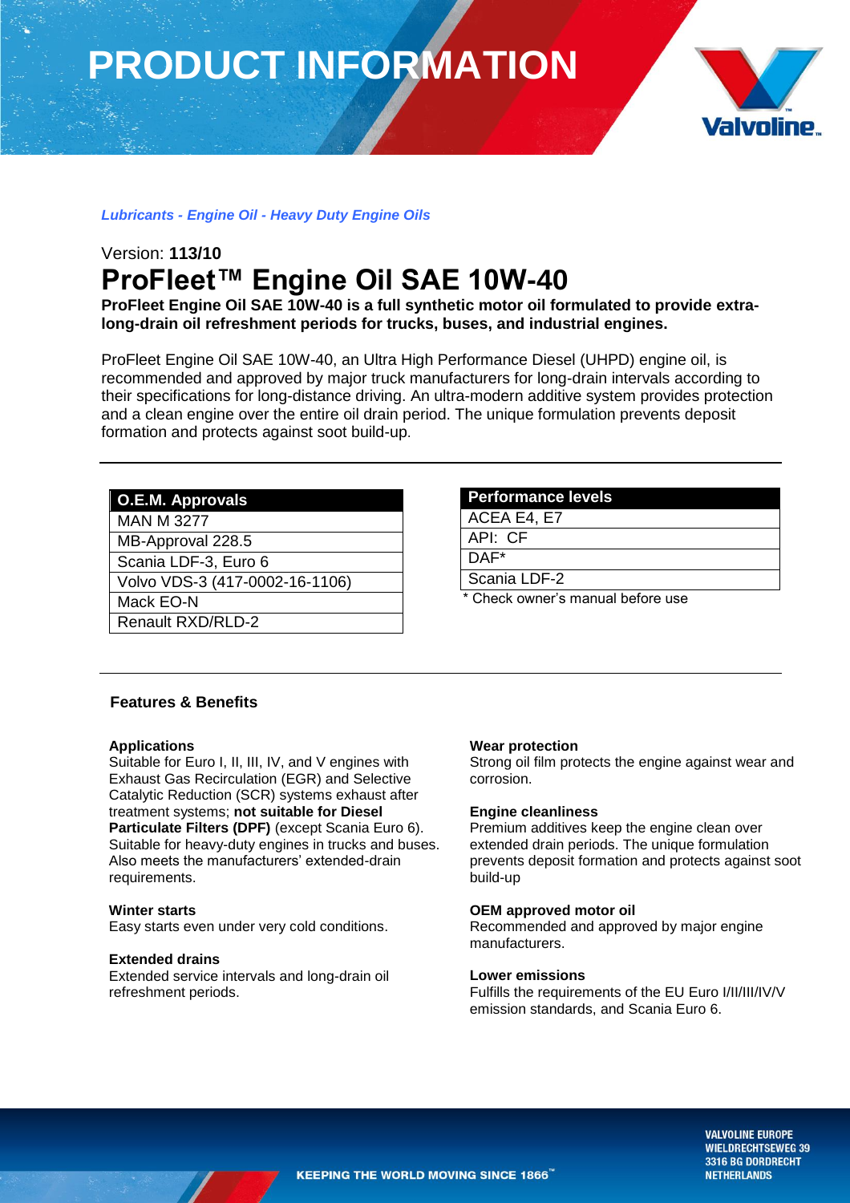# PRODUCT INFORMATION

*Lubricants - Engine Oil - Heavy Duty Engine Oils*

Version: **113/10**

# ProFleet™ Engine Oil SAE 10W-40

**ProFleet Engine Oil SAE 10W-40 is a full synthetic motor oil formulated to provide extra-long-drain oil refreshment periods for trucks, buses, and industrial engines.**

ProFleet Engine Oil SAE 10W-40, an Ultra High Performance Diesel (UHPD) engine oil, is recommended and approved by major truck manufacturers for long-drain intervals according to their specifications for long-distance driving. An ultra-modern additive system provides protection and a clean engine over the entire oil drain period. The unique formulation prevents deposit formation and protects against soot build-up.

| O.E.M. Approvals |
|---|
| MAN M 3277 |
| MB-Approval 228.5 |
| Scania LDF-3, Euro 6 |
| Volvo VDS-3 (417-0002-16-1106) |
| Mack EO-N |
| Renault RXD/RLD-2 |

| Performance levels |
|---|
| ACEA E4, E7 |
| API: CF |
| DAF* |
| Scania LDF-2 |

* Check owner's manual before use

## Features & Benefits

**Applications**
Suitable for Euro I, II, III, IV, and V engines with Exhaust Gas Recirculation (EGR) and Selective Catalytic Reduction (SCR) systems exhaust after treatment systems; **not suitable for Diesel Particulate Filters (DPF)** (except Scania Euro 6). Suitable for heavy-duty engines in trucks and buses. Also meets the manufacturers' extended-drain requirements.

**Winter starts**
Easy starts even under very cold conditions.

**Extended drains**
Extended service intervals and long-drain oil refreshment periods.

**Wear protection**
Strong oil film protects the engine against wear and corrosion.

**Engine cleanliness**
Premium additives keep the engine clean over extended drain periods. The unique formulation prevents deposit formation and protects against soot build-up

**OEM approved motor oil**
Recommended and approved by major engine manufacturers.

**Lower emissions**
Fulfills the requirements of the EU Euro I/II/III/IV/V emission standards, and Scania Euro 6.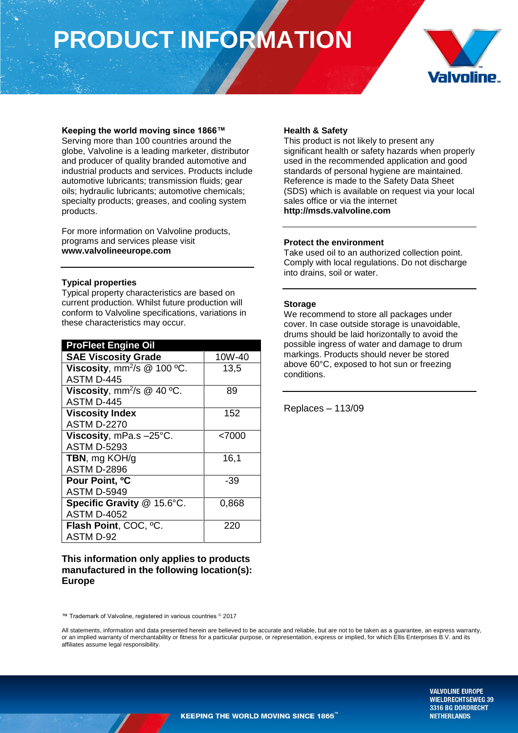# PRODUCT INFORMATION

**Keeping the world moving since 1866™**

Serving more than 100 countries around the globe, Valvoline is a leading marketer, distributor and producer of quality branded automotive and industrial products and services. Products include automotive lubricants; transmission fluids; gear oils; hydraulic lubricants; automotive chemicals; specialty products; greases, and cooling system products.

For more information on Valvoline products, programs and services please visit **www.valvolineeurope.com**

**Typical properties**

Typical property characteristics are based on current production. Whilst future production will conform to Valvoline specifications, variations in these characteristics may occur.

| ProFleet Engine Oil | |
|---|---|
| **SAE Viscosity Grade** | 10W-40 |
| **Viscosity**, $mm^2/s$ @ 100 ºC. ASTM D-445 | 13,5 |
| **Viscosity**, $mm^2/s$ @ 40 ºC. ASTM D-445 | 89 |
| **Viscosity Index** ASTM D-2270 | 152 |
| **Viscosity**, mPa.s –25°C. ASTM D-5293 | <7000 |
| **TBN**, mg KOH/g ASTM D-2896 | 16,1 |
| **Pour Point, ºC** ASTM D-5949 | -39 |
| **Specific Gravity** @ 15.6°C. ASTM D-4052 | 0,868 |
| **Flash Point**, COC, ºC. ASTM D-92 | 220 |

**This information only applies to products manufactured in the following location(s): Europe**

**Health & Safety**

This product is not likely to present any significant health or safety hazards when properly used in the recommended application and good standards of personal hygiene are maintained. Reference is made to the Safety Data Sheet (SDS) which is available on request via your local sales office or via the internet **http://msds.valvoline.com**

**Protect the environment**

Take used oil to an authorized collection point. Comply with local regulations. Do not discharge into drains, soil or water.

**Storage**

We recommend to store all packages under cover. In case outside storage is unavoidable, drums should be laid horizontally to avoid the possible ingress of water and damage to drum markings. Products should never be stored above 60°C, exposed to hot sun or freezing conditions.

Replaces – 113/09

™ Trademark of Valvoline, registered in various countries © 2017

All statements, information and data presented herein are believed to be accurate and reliable, but are not to be taken as a guarantee, an express warranty, or an implied warranty of merchantability or fitness for a particular purpose, or representation, express or implied, for which Ellis Enterprises B.V. and its affiliates assume legal responsibility.

KEEPING THE WORLD MOVING SINCE 1866™

VALVOLINE EUROPE
WIELDRECHTSEWEG 39
3316 BG DORDRECHT
NETHERLANDS